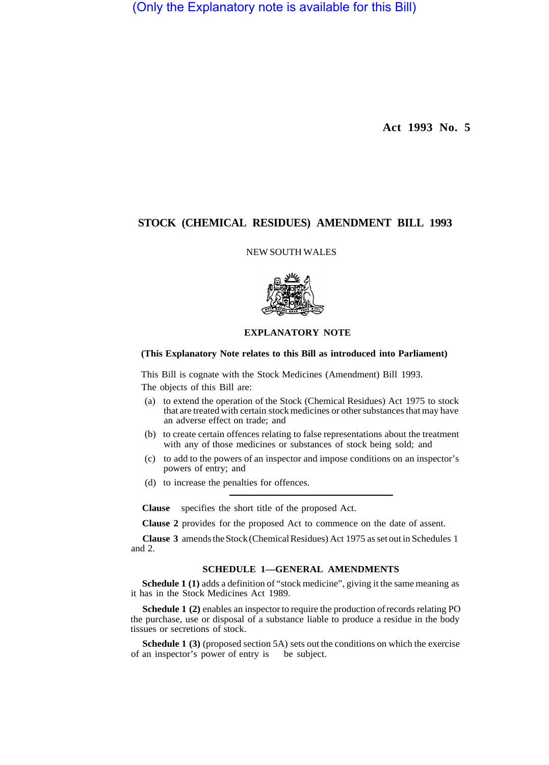(Only the Explanatory note is available for this Bill)

**Act 1993 No. 5**

# STOCK (CHEMICAL RESIDUES) AMENDMENT BILL 1993

NEW SOUTH WALES

## EXPLANATORY NOTE

**(This Explanatory Note relates to this Bill as introduced into Parliament)**

This Bill is cognate with the Stock Medicines (Amendment) Bill 1993.

The objects of this Bill are:

(a) to extend the operation of the Stock (Chemical Residues) Act 1975 to stock that are treated with certain stock medicines or other substances that may have an adverse effect on trade; and

(b) to create certain offences relating to false representations about the treatment with any of those medicines or substances of stock being sold; and

(c) to add to the powers of an inspector and impose conditions on an inspector's powers of entry; and

(d) to increase the penalties for offences.

---

**Clause** specifies the short title of the proposed Act.

**Clause 2** provides for the proposed Act to commence on the date of assent.

**Clause 3** amends the Stock (Chemical Residues) Act 1975 as set out in Schedules 1 and 2.

### SCHEDULE 1—GENERAL AMENDMENTS

**Schedule 1 (1)** adds a definition of "stock medicine", giving it the same meaning as it has in the Stock Medicines Act 1989.

**Schedule 1 (2)** enables an inspector to require the production of records relating PO the purchase, use or disposal of a substance liable to produce a residue in the body tissues or secretions of stock.

**Schedule 1 (3)** (proposed section 5A) sets out the conditions on which the exercise of an inspector's power of entry is be subject.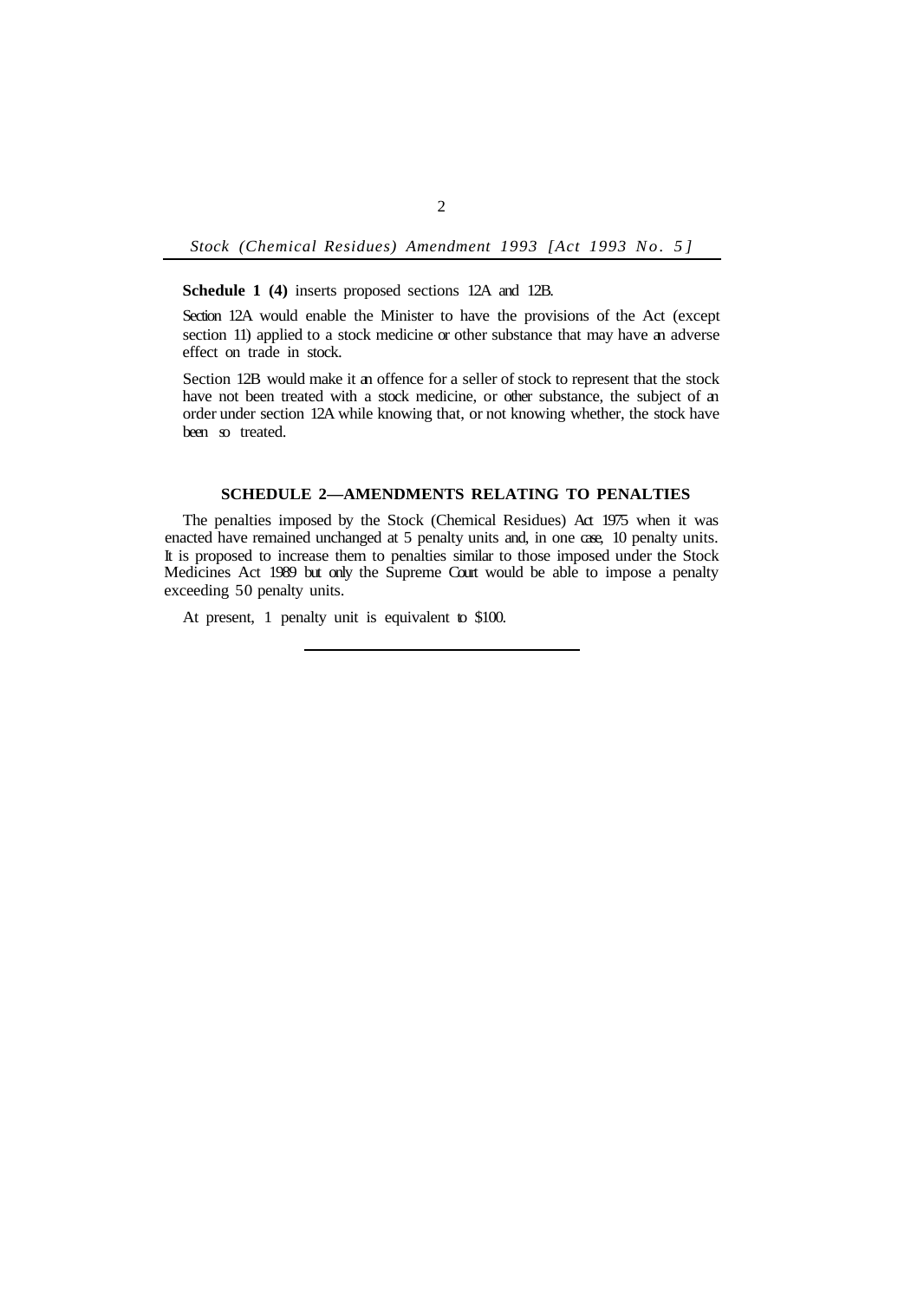**Schedule 1 (4)** inserts proposed sections 12A and 12B.

Section 12A would enable the Minister to have the provisions of the Act (except section 11) applied to a stock medicine or other substance that may have an adverse effect on trade in stock.

Section 12B would make it an offence for a seller of stock to represent that the stock have not been treated with a stock medicine, or other substance, the subject of an order under section 12A while knowing that, or not knowing whether, the stock have been so treated.

## SCHEDULE 2—AMENDMENTS RELATING TO PENALTIES

The penalties imposed by the Stock (Chemical Residues) Act 1975 when it was enacted have remained unchanged at 5 penalty units and, in one case, 10 penalty units. It is proposed to increase them to penalties similar to those imposed under the Stock Medicines Act 1989 but only the Supreme Court would be able to impose a penalty exceeding 50 penalty units.

At present, 1 penalty unit is equivalent to $100.